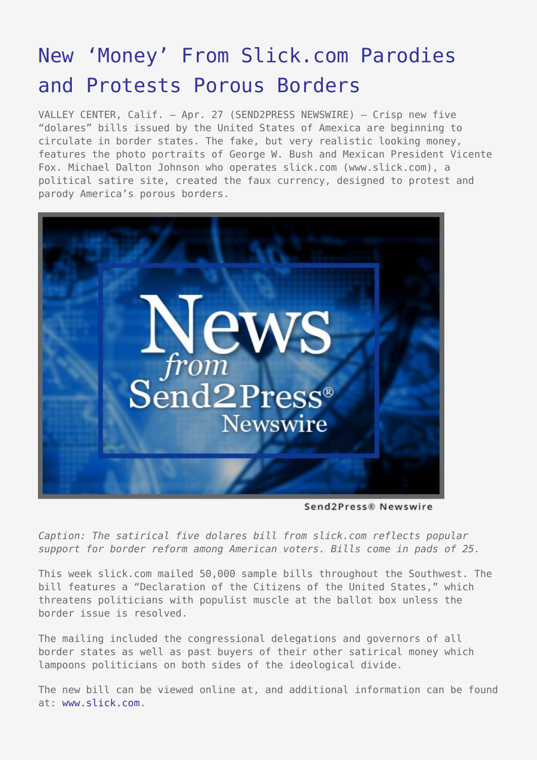# New 'Money' From Slick.com Parodies and Protests Porous Borders

VALLEY CENTER, Calif. – Apr. 27 (SEND2PRESS NEWSWIRE) — Crisp new five "dolares" bills issued by the United States of Amexica are beginning to circulate in border states. The fake, but very realistic looking money, features the photo portraits of George W. Bush and Mexican President Vicente Fox. Michael Dalton Johnson who operates slick.com (www.slick.com), a political satire site, created the faux currency, designed to protest and parody America's porous borders.

*Caption: The satirical five dolares bill from slick.com reflects popular support for border reform among American voters. Bills come in pads of 25.*

This week slick.com mailed 50,000 sample bills throughout the Southwest. The bill features a "Declaration of the Citizens of the United States," which threatens politicians with populist muscle at the ballot box unless the border issue is resolved.

The mailing included the congressional delegations and governors of all border states as well as past buyers of their other satirical money which lampoons politicians on both sides of the ideological divide.

The new bill can be viewed online at, and additional information can be found at: www.slick.com.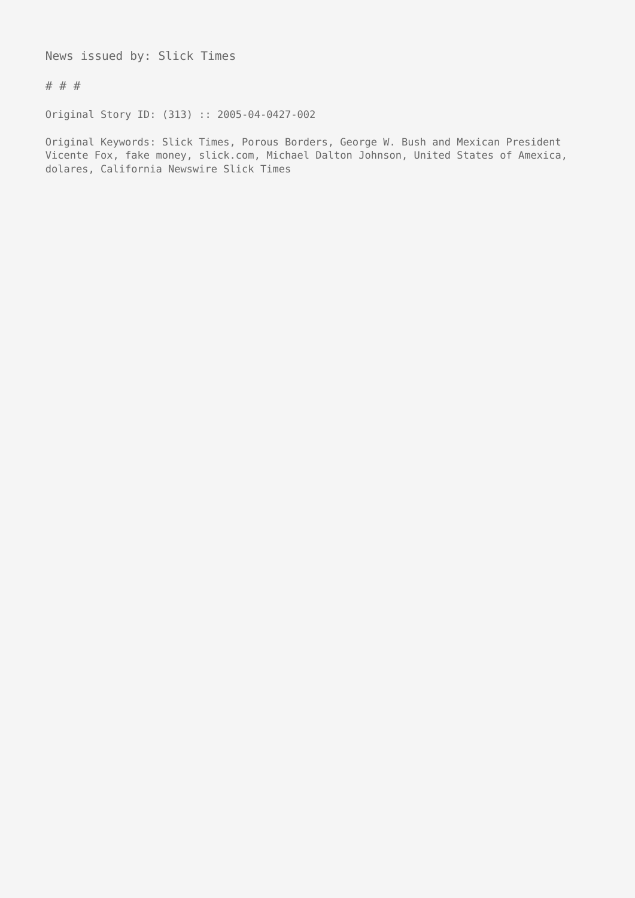News issued by: Slick Times

# # #

Original Story ID: (313) :: 2005-04-0427-002

Original Keywords: Slick Times, Porous Borders, George W. Bush and Mexican President Vicente Fox, fake money, slick.com, Michael Dalton Johnson, United States of Amexica, dolares, California Newswire Slick Times